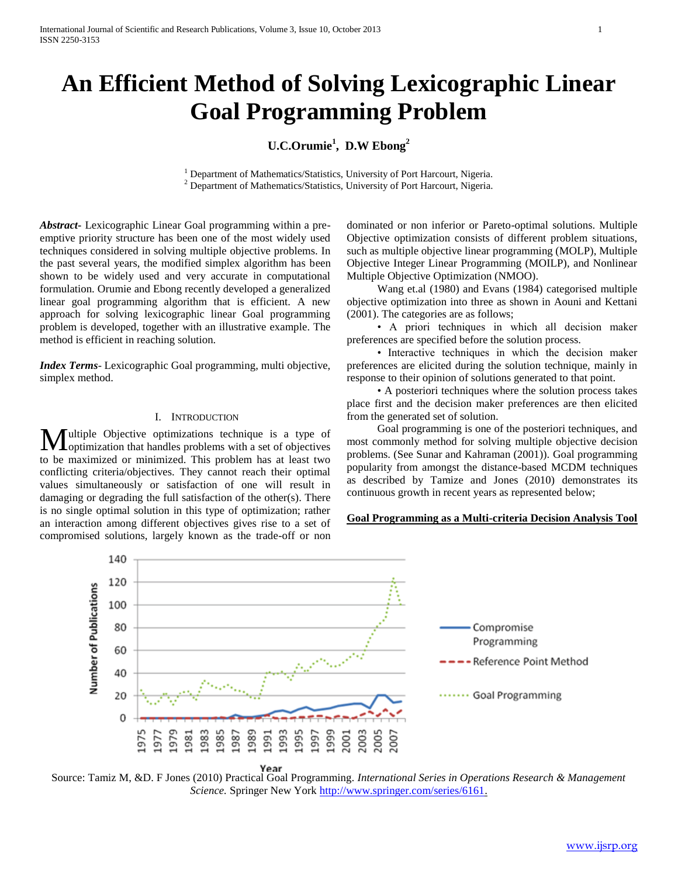# An Efficient Method of Solving Lexicographic Linear Goal Programming Problem

**U.C.Orumie[1], D.W Ebong[2]**

[1] Department of Mathematics/Statistics, University of Port Harcourt, Nigeria.
[2] Department of Mathematics/Statistics, University of Port Harcourt, Nigeria.

***Abstract***- Lexicographic Linear Goal programming within a pre-emptive priority structure has been one of the most widely used techniques considered in solving multiple objective problems. In the past several years, the modified simplex algorithm has been shown to be widely used and very accurate in computational formulation. Orumie and Ebong recently developed a generalized linear goal programming algorithm that is efficient. A new approach for solving lexicographic linear Goal programming problem is developed, together with an illustrative example. The method is efficient in reaching solution.

***Index Terms***- Lexicographic Goal programming, multi objective, simplex method.

## I. Introduction

Multiple Objective optimizations technique is a type of optimization that handles problems with a set of objectives to be maximized or minimized. This problem has at least two conflicting criteria/objectives. They cannot reach their optimal values simultaneously or satisfaction of one will result in damaging or degrading the full satisfaction of the other(s). There is no single optimal solution in this type of optimization; rather an interaction among different objectives gives rise to a set of compromised solutions, largely known as the trade-off or non dominated or non inferior or Pareto-optimal solutions. Multiple Objective optimization consists of different problem situations, such as multiple objective linear programming (MOLP), Multiple Objective Integer Linear Programming (MOILP), and Nonlinear Multiple Objective Optimization (NMOO).

Wang et.al (1980) and Evans (1984) categorised multiple objective optimization into three as shown in Aouni and Kettani (2001). The categories are as follows;

• A priori techniques in which all decision maker preferences are specified before the solution process.

• Interactive techniques in which the decision maker preferences are elicited during the solution technique, mainly in response to their opinion of solutions generated to that point.

• A posteriori techniques where the solution process takes place first and the decision maker preferences are then elicited from the generated set of solution.

Goal programming is one of the posteriori techniques, and most commonly method for solving multiple objective decision problems. (See Sunar and Kahraman (2001)). Goal programming popularity from amongst the distance-based MCDM techniques as described by Tamize and Jones (2010) demonstrates its continuous growth in recent years as represented below;

**Goal Programming as a Multi-criteria Decision Analysis Tool**

Source: Tamiz M, &D. F Jones (2010) Practical Goal Programming. *International Series in Operations Research & Management Science.* Springer New York http://www.springer.com/series/6161.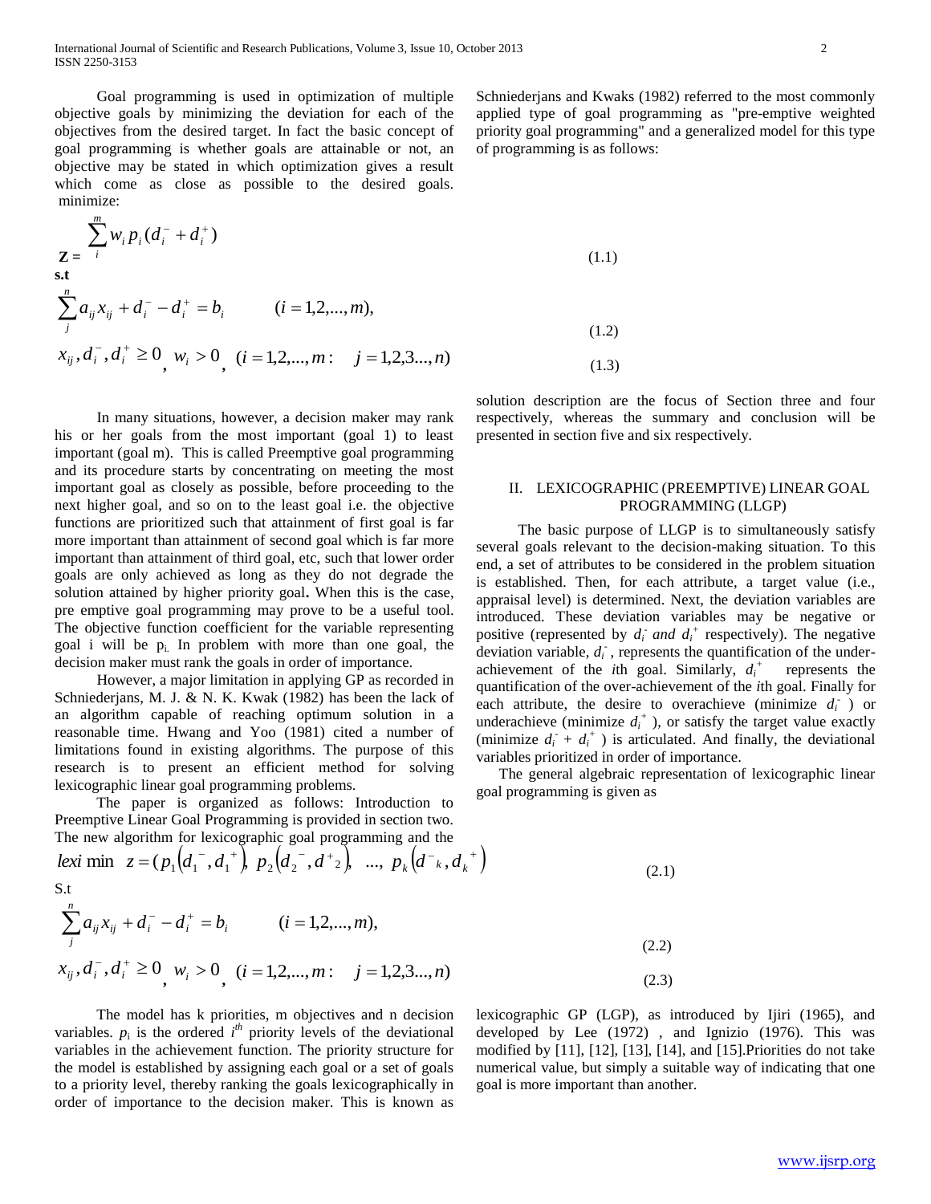Goal programming is used in optimization of multiple objective goals by minimizing the deviation for each of the objectives from the desired target. In fact the basic concept of goal programming is whether goals are attainable or not, an objective may be stated in which optimization gives a result which come as close as possible to the desired goals. minimize:

$$\mathbf{Z} = \sum_{i}^{m} w_i p_i (d_i^- + d_i^+) \tag{1.1}$$

**s.t**

$$\sum_{j}^{n} a_{ij} x_{ij} + d_i^- - d_i^+ = b_i \qquad (i = 1,2,...,m), \tag{1.2}$$

$$x_{ij}, d_i^-, d_i^+ \geq 0, \; w_i > 0, \; (i = 1,2,...,m: \quad j = 1,2,3...,n) \tag{1.3}$$

In many situations, however, a decision maker may rank his or her goals from the most important (goal 1) to least important (goal m). This is called Preemptive goal programming and its procedure starts by concentrating on meeting the most important goal as closely as possible, before proceeding to the next higher goal, and so on to the least goal i.e. the objective functions are prioritized such that attainment of first goal is far more important than attainment of second goal which is far more important than attainment of third goal, etc, such that lower order goals are only achieved as long as they do not degrade the solution attained by higher priority goal**.** When this is the case, pre emptive goal programming may prove to be a useful tool. The objective function coefficient for the variable representing goal i will be $p_i$. In problem with more than one goal, the decision maker must rank the goals in order of importance.

However, a major limitation in applying GP as recorded in Schniederjans, M. J. & N. K. Kwak (1982) has been the lack of an algorithm capable of reaching optimum solution in a reasonable time. Hwang and Yoo (1981) cited a number of limitations found in existing algorithms. The purpose of this research is to present an efficient method for solving lexicographic linear goal programming problems.

The paper is organized as follows: Introduction to Preemptive Linear Goal Programming is provided in section two. The new algorithm for lexicographic goal programming and the solution description are the focus of Section three and four respectively, whereas the summary and conclusion will be presented in section five and six respectively.

## II. LEXICOGRAPHIC (PREEMPTIVE) LINEAR GOAL PROGRAMMING (LLGP)

The basic purpose of LLGP is to simultaneously satisfy several goals relevant to the decision-making situation. To this end, a set of attributes to be considered in the problem situation is established. Then, for each attribute, a target value (i.e., appraisal level) is determined. Next, the deviation variables are introduced. These deviation variables may be negative or positive (represented by $d_i^-$ *and* $d_i^+$ respectively). The negative deviation variable, $d_i^-$, represents the quantification of the under-achievement of the *i*th goal. Similarly, $d_i^+$ represents the quantification of the over-achievement of the *i*th goal. Finally for each attribute, the desire to overachieve (minimize $d_i^-$ ) or underachieve (minimize $d_i^+$ ), or satisfy the target value exactly (minimize $d_i^-$ + $d_i^+$ ) is articulated. And finally, the deviational variables prioritized in order of importance.

The general algebraic representation of lexicographic linear goal programming is given as

$$lexi \min \;\; z = (p_1(d_1^-, d_1^+),\; p_2(d_2^-, d^+{}_2),\; ...,\; p_k(d^-{}_k, d_k^+)) \tag{2.1}$$

S.t

$$\sum_{j}^{n} a_{ij} x_{ij} + d_i^- - d_i^+ = b_i \qquad (i = 1,2,...,m), \tag{2.2}$$

$$x_{ij}, d_i^-, d_i^+ \geq 0, \; w_i > 0, \; (i = 1,2,...,m: \quad j = 1,2,3...,n) \tag{2.3}$$

The model has k priorities, m objectives and n decision variables. $p_i$ is the ordered $i^{th}$ priority levels of the deviational variables in the achievement function. The priority structure for the model is established by assigning each goal or a set of goals to a priority level, thereby ranking the goals lexicographically in order of importance to the decision maker. This is known as lexicographic GP (LGP), as introduced by Ijiri (1965), and developed by Lee (1972) , and Ignizio (1976). This was modified by [11], [12], [13], [14], and [15].Priorities do not take numerical value, but simply a suitable way of indicating that one goal is more important than another.

Schniederjans and Kwaks (1982) referred to the most commonly applied type of goal programming as "pre-emptive weighted priority goal programming" and a generalized model for this type of programming is as follows: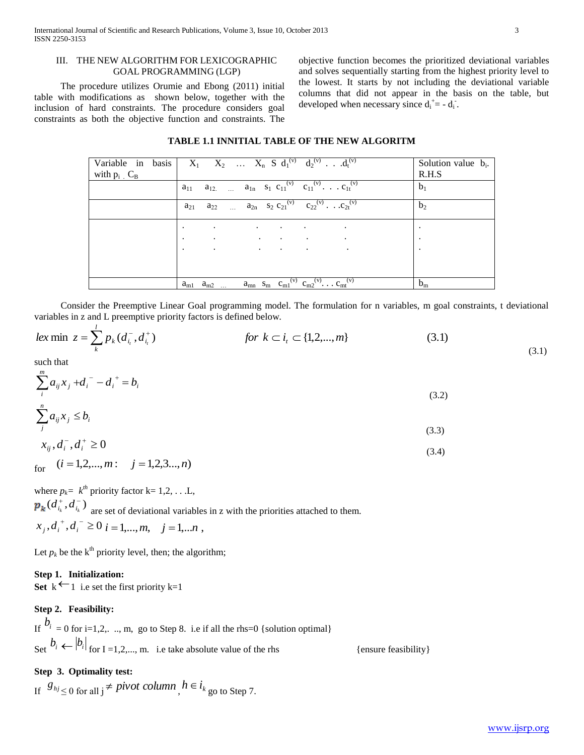## III. THE NEW ALGORITHM FOR LEXICOGRAPHIC GOAL PROGRAMMING (LGP)

The procedure utilizes Orumie and Ebong (2011) initial table with modifications as shown below, together with the inclusion of hard constraints. The procedure considers goal constraints as both the objective function and constraints. The objective function becomes the prioritized deviational variables and solves sequentially starting from the highest priority level to the lowest. It starts by not including the deviational variable columns that did not appear in the basis on the table, but developed when necessary since $d_i^+ = - d_i^-$.

**TABLE 1.1 INNITIAL TABLE OF THE NEW ALGORITM**

| Variable in basis with $p_i$ . $C_B$ | $X_1$ $X_2$ … $X_n$ S $d_1^{(v)}$ $d_2^{(v)}$ . . .$d_t^{(v)}$ | Solution value $b_i$. R.H.S |
|---|---|---|
| | $a_{11}$ $a_{12}$ … $a_{1n}$ $s_1$ $c_{11}^{(v)}$ $c_{11}^{(v)}$. . . $c_{1t}^{(v)}$ | $b_1$ |
| | $a_{21}$ $a_{22}$ … $a_{2n}$ $s_2$ $c_{21}^{(v)}$ $c_{22}^{(v)}$. . .$c_{2t}^{(v)}$ | $b_2$ |
| | . . . . . . | . |
| | . . . . . . | . |
| | . . . . . . | . |
| | $a_{m1}$ $a_{m2}$ … $a_{mn}$ $s_m$ $c_{m1}^{(v)}$ $c_{m2}^{(v)}$. . . $c_{mt}^{(v)}$ | $b_m$ |

Consider the Preemptive Linear Goal programming model. The formulation for n variables, m goal constraints, t deviational variables in z and L preemptive priority factors is defined below.

$$lex \min \ z = \sum_{k}^{l} p_k (d_{i_t}^-, d_{i_t}^+) \qquad \text{for } k \subset i_t \subset \{1,2,...,m\} \tag{3.1}$$

such that

$$\sum_{i}^{m} a_{ij} x_j + d_i^- - d_i^+ = b_i \tag{3.2}$$

$$\sum_{j}^{n} a_{ij} x_j \le b_i \tag{3.3}$$

$$x_{ij}, d_i^-, d_i^+ \ge 0 \tag{3.4}$$

for $(i = 1,2,...,m: \quad j = 1,2,3...,n)$

where $p_k$= $k^{th}$ priority factor k= 1,2, . . .L,

$p_k(d_{i_k}^+, d_{i_k}^-)$ are set of deviational variables in z with the priorities attached to them.

$x_j, d_i^+, d_i^- \ge 0 \; i = 1,...,m, \quad j = 1,...n$ ,

Let $p_k$ be the $k^{th}$ priority level, then; the algorithm;

**Step 1. Initialization:**
**Set** $k \leftarrow 1$ i.e set the first priority k=1

**Step 2. Feasibility:**
If $b_i$ = 0 for i=1,2,. .., m, go to Step 8. i.e if all the rhs=0 {solution optimal}
Set $b_i \leftarrow |b_i|$ for I =1,2,..., m. i.e take absolute value of the rhs {ensure feasibility}

**Step 3. Optimality test:**
If $g_{hj} \le 0$ for all $j \ne pivot\ column$, $h \in i_k$ go to Step 7.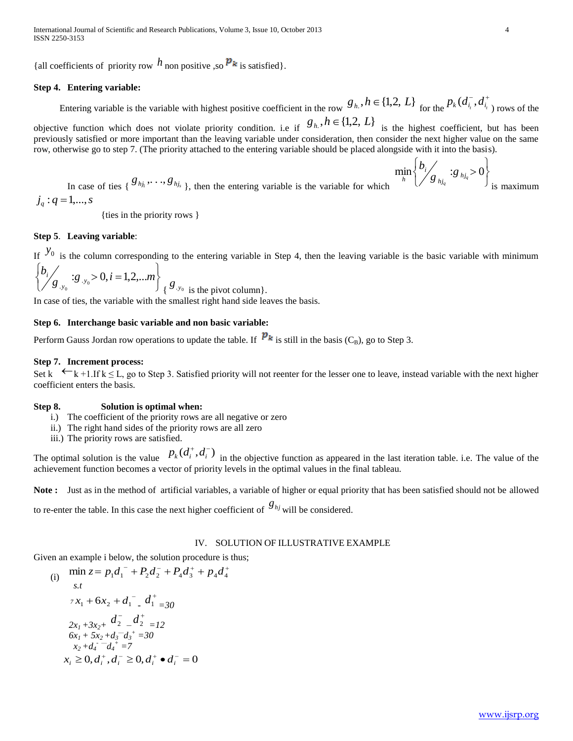{all coefficients of priority row $h$ non positive ,so $p_k$ is satisfied}.

**Step 4. Entering variable:**

Entering variable is the variable with highest positive coefficient in the row $g_{h.}, h \in \{1,2, L\}$ for the $p_k(d_{i_t}^-, d_{i_t}^+)$ rows of the objective function which does not violate priority condition. i.e if $g_{h.}, h \in \{1,2, L\}$ is the highest coefficient, but has been previously satisfied or more important than the leaving variable under consideration, then consider the next higher value on the same row, otherwise go to step 7. (The priority attached to the entering variable should be placed alongside with it into the basis).

In case of ties { $g_{hj_1}, \ldots, g_{hj_s}$ }, then the entering variable is the variable for which $\min_h \left\{ b_i / g_{hj_q} : g_{hj_q} > 0 \right\}$ is maximum $j_q : q = 1,\ldots,s$

{ties in the priority rows }

**Step 5. Leaving variable**:

If $y_0$ is the column corresponding to the entering variable in Step 4, then the leaving variable is the basic variable with minimum $\left\{ b_i / g_{.y_0} : g_{.y_0} > 0, i = 1,2,\ldots m \right\}$ { $g_{.y_0}$ is the pivot column}.

In case of ties, the variable with the smallest right hand side leaves the basis.

**Step 6. Interchange basic variable and non basic variable:**

Perform Gauss Jordan row operations to update the table. If $p_k$ is still in the basis ($C_B$), go to Step 3.

**Step 7. Increment process:**

Set k $\leftarrow$ k +1.If k $\leq$ L, go to Step 3. Satisfied priority will not reenter for the lesser one to leave, instead variable with the next higher coefficient enters the basis.

**Step 8. Solution is optimal when:**

i.) The coefficient of the priority rows are all negative or zero
ii.) The right hand sides of the priority rows are all zero
iii.) The priority rows are satisfied.

The optimal solution is the value $p_k(d_i^+, d_i^-)$ in the objective function as appeared in the last iteration table. i.e. The value of the achievement function becomes a vector of priority levels in the optimal values in the final tableau.

**Note :** Just as in the method of artificial variables, a variable of higher or equal priority that has been satisfied should not be allowed to re-enter the table. In this case the next higher coefficient of $g_{hj}$ will be considered.

## IV. SOLUTION OF ILLUSTRATIVE EXAMPLE

Given an example i below, the solution procedure is thus;

(i) $\min z = p_1 d_1^- + P_2 d_2^- + P_4 d_3^+ + p_4 d_4^+$

s.t

$$7x_1 + 6x_2 + d_1^- - d_1^+ = 30$$

$$2x_1 + 3x_2 + d_2^- - d_2^+ = 12$$

$$6x_1 + 5x_2 + d_3^- - d_3^+ = 30$$

$$x_2 + d_4^- - d_4^+ = 7$$

$$x_i \geq 0, d_i^+, d_i^- \geq 0, d_i^+ \bullet d_i^- = 0$$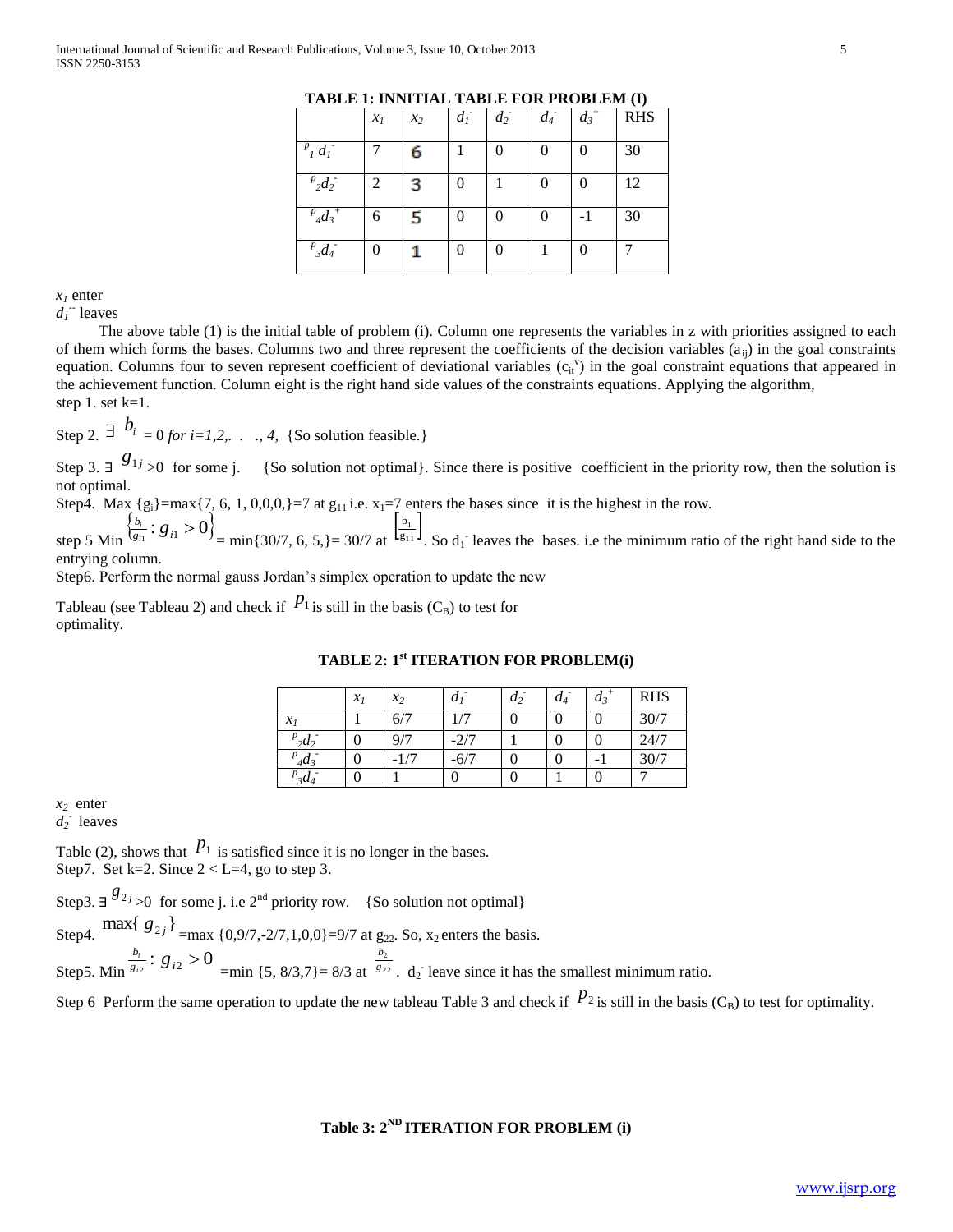**TABLE 1: INNITIAL TABLE FOR PROBLEM (I)**

| | $x_1$ | $x_2$ | $d_1^-$ | $d_2^-$ | $d_4^-$ | $d_3^+$ | RHS |
|---|---|---|---|---|---|---|---|
| $^{p}{}_1 d_1^-$ | 7 | 6 | 1 | 0 | 0 | 0 | 30 |
| $^{p}{}_2 d_2^-$ | 2 | 3 | 0 | 1 | 0 | 0 | 12 |
| $^{p}{}_4 d_3^+$ | 6 | 5 | 0 | 0 | 0 | -1 | 30 |
| $^{p}{}_3 d_4^-$ | 0 | 1 | 0 | 0 | 1 | 0 | 7 |

$x_1$ enter

$d_1^{-}$ leaves

The above table (1) is the initial table of problem (i). Column one represents the variables in z with priorities assigned to each of them which forms the bases. Columns two and three represent the coefficients of the decision variables ($a_{ij}$) in the goal constraints equation. Columns four to seven represent coefficient of deviational variables ($c_{it}^{v}$) in the goal constraint equations that appeared in the achievement function. Column eight is the right hand side values of the constraints equations. Applying the algorithm,

step 1. set k=1.

Step 2. $\exists\ b_i = 0$ *for i=1,2,. . ., 4,* {So solution feasible.}

Step 3. $\exists\ g_{1j} > 0$ for some j. {So solution not optimal}. Since there is positive coefficient in the priority row, then the solution is not optimal.

Step4. Max $\{g_i\}$=max{7, 6, 1, 0,0,0,}=7 at $g_{11}$ i.e. $x_1$=7 enters the bases since it is the highest in the row.

step 5 Min $\left\{\frac{b_i}{g_{i1}} : g_{i1} > 0\right\}$ = min{30/7, 6, 5,}= 30/7 at $\left[\frac{b_1}{g_{11}}\right]$. So $d_1^-$ leaves the bases. i.e the minimum ratio of the right hand side to the entrying column.

Step6. Perform the normal gauss Jordan's simplex operation to update the new

Tableau (see Tableau 2) and check if $P_1$ is still in the basis ($C_B$) to test for optimality.

**TABLE 2: 1st ITERATION FOR PROBLEM(i)**

| | $x_1$ | $x_2$ | $d_1^-$ | $d_2^-$ | $d_4^-$ | $d_3^+$ | RHS |
|---|---|---|---|---|---|---|---|
| $x_1$ | 1 | 6/7 | 1/7 | 0 | 0 | 0 | 30/7 |
| $^{p}{}_2 d_2^-$ | 0 | 9/7 | -2/7 | 1 | 0 | 0 | 24/7 |
| $^{p}{}_4 d_3^-$ | 0 | -1/7 | -6/7 | 0 | 0 | -1 | 30/7 |
| $^{p}{}_3 d_4^-$ | 0 | 1 | 0 | 0 | 1 | 0 | 7 |

$x_2$ enter

$d_2^-$ leaves

Table (2), shows that $P_1$ is satisfied since it is no longer in the bases.

Step7. Set k=2. Since 2 < L=4, go to step 3.

Step3. $\exists\ g_{2j} > 0$ for some j. i.e 2nd priority row. {So solution not optimal}

Step4. $\max\{g_{2j}\}$ =max {0,9/7,-2/7,1,0,0}=9/7 at $g_{22}$. So, $x_2$ enters the basis.

Step5. Min $\frac{b_i}{g_{i2}} : g_{i2} > 0$ =min {5, 8/3,7}= 8/3 at $\frac{b_2}{g_{22}}$. $d_2^-$ leave since it has the smallest minimum ratio.

Step 6 Perform the same operation to update the new tableau Table 3 and check if $P_2$ is still in the basis ($C_B$) to test for optimality.

**Table 3: 2ND ITERATION FOR PROBLEM (i)**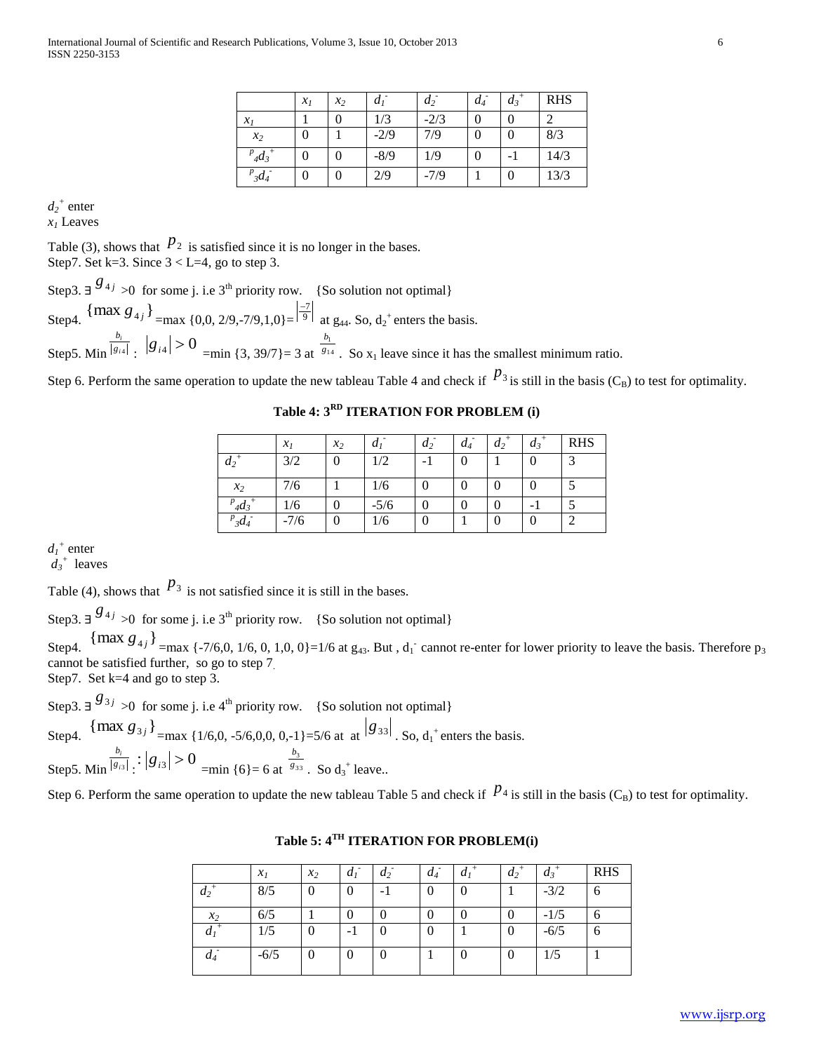|  | $x_1$ | $x_2$ | $d_1^-$ | $d_2^-$ | $d_4^-$ | $d_3^+$ | RHS |
|---|---|---|---|---|---|---|---|
| $x_1$ | 1 | 0 | 1/3 | -2/3 | 0 | 0 | 2 |
| $x_2$ | 0 | 1 | -2/9 | 7/9 | 0 | 0 | 8/3 |
| $^{p}{}_4d_3^+$ | 0 | 0 | -8/9 | 1/9 | 0 | -1 | 14/3 |
| $^{p}{}_3d_4^-$ | 0 | 0 | 2/9 | -7/9 | 1 | 0 | 13/3 |

$d_2^+$ enter
$x_1$ Leaves

Table (3), shows that $p_2$ is satisfied since it is no longer in the bases.
Step7. Set k=3. Since 3 < L=4, go to step 3.

Step3. $\exists\, g_{4j} > 0$ for some j. i.e 3[rd] priority row. {So solution not optimal}

Step4. $\{\max g_{4j}\}$ =max {0,0, 2/9,-7/9,1,0}= $\left|\frac{-7}{9}\right|$ at $g_{44}$. So, $d_2^+$ enters the basis.

Step5. Min $\frac{b_i}{|g_{i4}|}$ : $|g_{i4}| > 0$ =min {3, 39/7}= 3 at $\frac{b_1}{g_{14}}$. So $x_1$ leave since it has the smallest minimum ratio.

Step 6. Perform the same operation to update the new tableau Table 4 and check if $p_3$ is still in the basis ($C_B$) to test for optimality.

**Table 4: 3[RD] ITERATION FOR PROBLEM (i)**

|  | $x_1$ | $x_2$ | $d_1^-$ | $d_2^-$ | $d_4^-$ | $d_2^+$ | $d_3^+$ | RHS |
|---|---|---|---|---|---|---|---|---|
| $d_2^+$ | 3/2 | 0 | 1/2 | -1 | 0 | 1 | 0 | 3 |
| $x_2$ | 7/6 | 1 | 1/6 | 0 | 0 | 0 | 0 | 5 |
| $^{p}{}_4d_3^+$ | 1/6 | 0 | -5/6 | 0 | 0 | 0 | -1 | 5 |
| $^{p}{}_3d_4^-$ | -7/6 | 0 | 1/6 | 0 | 1 | 0 | 0 | 2 |

$d_1^+$ enter
$d_3^+$ leaves

Table (4), shows that $p_3$ is not satisfied since it is still in the bases.

Step3. $\exists\, g_{4j} > 0$ for some j. i.e 3[th] priority row. {So solution not optimal}

Step4. $\{\max g_{4j}\}$ =max {-7/6,0, 1/6, 0, 1,0, 0}=1/6 at $g_{43}$. But , $d_1^-$ cannot re-enter for lower priority to leave the basis. Therefore $p_3$ cannot be satisfied further, so go to step 7.
Step7. Set k=4 and go to step 3.

Step3. $\exists\, g_{3j} > 0$ for some j. i.e 4[th] priority row. {So solution not optimal}

Step4. $\{\max g_{3j}\}$ =max {1/6,0, -5/6,0,0, 0,-1}=5/6 at at $|g_{33}|$. So, $d_1^+$ enters the basis.

Step5. Min $\frac{b_i}{|g_{i3}|}$ : $|g_{i3}| > 0$ =min {6}= 6 at $\frac{b_3}{g_{33}}$. So $d_3^+$ leave..

Step 6. Perform the same operation to update the new tableau Table 5 and check if $p_4$ is still in the basis ($C_B$) to test for optimality.

**Table 5: 4[TH] ITERATION FOR PROBLEM(i)**

|  | $x_1$ | $x_2$ | $d_1^-$ | $d_2^-$ | $d_4^-$ | $d_1^+$ | $d_2^+$ | $d_3^+$ | RHS |
|---|---|---|---|---|---|---|---|---|---|
| $d_2^+$ | 8/5 | 0 | 0 | -1 | 0 | 0 | 1 | -3/2 | 6 |
| $x_2$ | 6/5 | 1 | 0 | 0 | 0 | 0 | 0 | -1/5 | 6 |
| $d_1^+$ | 1/5 | 0 | -1 | 0 | 0 | 1 | 0 | -6/5 | 6 |
| $d_4^-$ | -6/5 | 0 | 0 | 0 | 1 | 0 | 0 | 1/5 | 1 |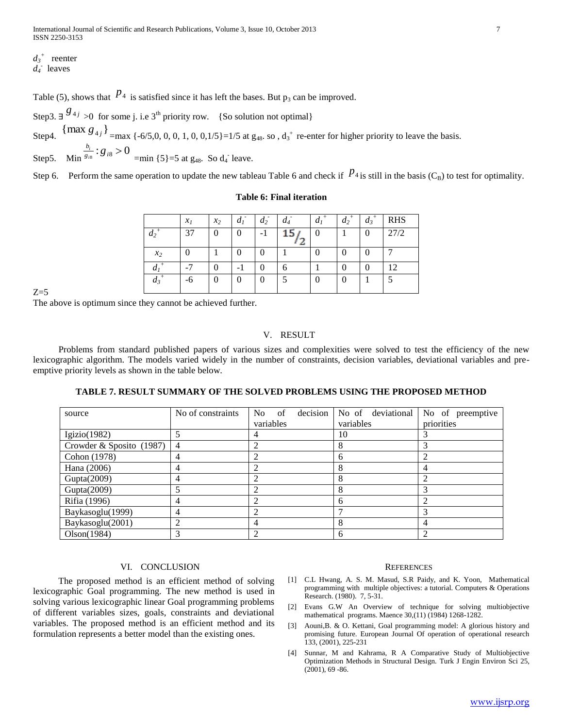$d_3^+$ reenter
$d_4^-$ leaves

Table (5), shows that $p_4$ is satisfied since it has left the bases. But $p_3$ can be improved.

Step3. $\exists$ $g_{4j}$ >0 for some j. i.e 3[th] priority row. {So solution not optimal}

Step4. $\{\max g_{4j}\}$ =max {-6/5,0, 0, 0, 1, 0, 0,1/5}=1/5 at $g_{48}$. so , $d_3^+$ re-enter for higher priority to leave the basis.

Step5. Min $\frac{b_i}{g_{i8}} : g_{i8} > 0$ =min {5}=5 at $g_{48}$. So $d_4^-$ leave.

Step 6. Perform the same operation to update the new tableau Table 6 and check if $p_4$ is still in the basis ($C_B$) to test for optimality.

**Table 6: Final iteration**

| | $x_1$ | $x_2$ | $d_1^-$ | $d_2^-$ | $d_4^-$ | $d_1^+$ | $d_2^+$ | $d_3^+$ | RHS |
|---|---|---|---|---|---|---|---|---|---|
| $d_2^+$ | 37 | 0 | 0 | -1 | $15/2$ | 0 | 1 | 0 | 27/2 |
| $x_2$ | 0 | 1 | 0 | 0 | 1 | 0 | 0 | 0 | 7 |
| $d_1^+$ | -7 | 0 | -1 | 0 | 6 | 1 | 0 | 0 | 12 |
| $d_3^+$ | -6 | 0 | 0 | 0 | 5 | 0 | 0 | 1 | 5 |

Z=5

The above is optimum since they cannot be achieved further.

## V. RESULT

Problems from standard published papers of various sizes and complexities were solved to test the efficiency of the new lexicographic algorithm. The models varied widely in the number of constraints, decision variables, deviational variables and pre-emptive priority levels as shown in the table below.

**TABLE 7. RESULT SUMMARY OF THE SOLVED PROBLEMS USING THE PROPOSED METHOD**

| source | No of constraints | No of decision variables | No of deviational variables | No of preemptive priorities |
|---|---|---|---|---|
| Igizio(1982) | 5 | 4 | 10 | 3 |
| Crowder & Sposito (1987) | 4 | 2 | 8 | 3 |
| Cohon (1978) | 4 | 2 | 6 | 2 |
| Hana (2006) | 4 | 2 | 8 | 4 |
| Gupta(2009) | 4 | 2 | 8 | 2 |
| Gupta(2009) | 5 | 2 | 8 | 3 |
| Rifia (1996) | 4 | 2 | 6 | 2 |
| Baykasoglu(1999) | 4 | 2 | 7 | 3 |
| Baykasoglu(2001) | 2 | 4 | 8 | 4 |
| Olson(1984) | 3 | 2 | 6 | 2 |

## VI. CONCLUSION

The proposed method is an efficient method of solving lexicographic Goal programming. The new method is used in solving various lexicographic linear Goal programming problems of different variables sizes, goals, constraints and deviational variables. The proposed method is an efficient method and its formulation represents a better model than the existing ones.

## REFERENCES

[1] C.L Hwang, A. S. M. Masud, S.R Paidy, and K. Yoon, Mathematical programming with multiple objectives: a tutorial. Computers & Operations Research. (1980). 7, 5-31.

[2] Evans G.W An Overview of technique for solving multiobjective mathematical programs. Maence 30,(11) (1984) 1268-1282.

[3] Aouni,B. & O. Kettani, Goal programming model: A glorious history and promising future. European Journal Of operation of operational research 133, (2001), 225-231

[4] Sunnar, M and Kahrama, R A Comparative Study of Multiobjective Optimization Methods in Structural Design. Turk J Engin Environ Sci 25, (2001), 69 -86.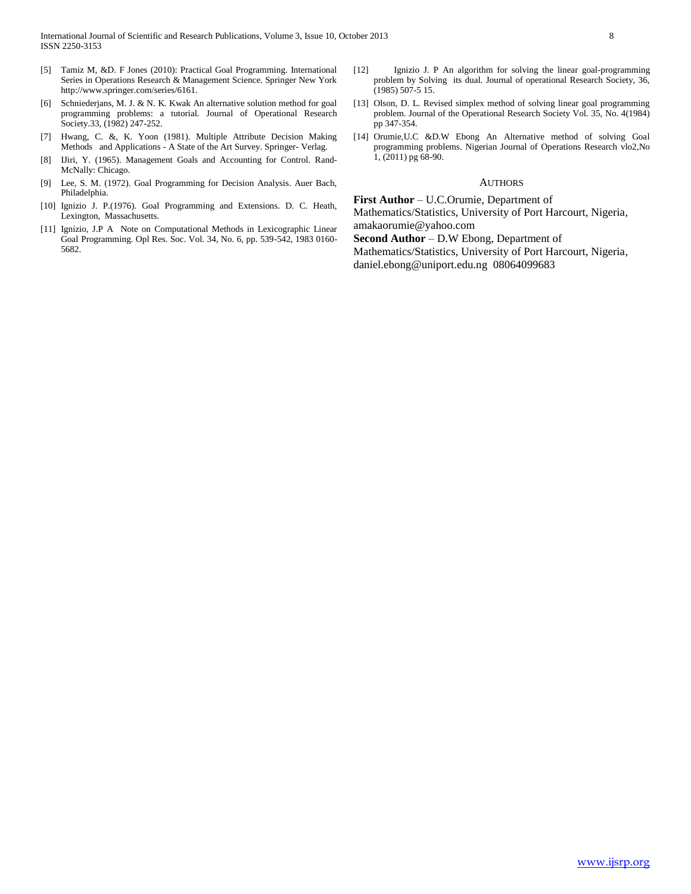[5] Tamiz M, &D. F Jones (2010): Practical Goal Programming. International Series in Operations Research & Management Science. Springer New York http://www.springer.com/series/6161.

[6] Schniederjans, M. J. & N. K. Kwak An alternative solution method for goal programming problems: a tutorial. Journal of Operational Research Society.33, (1982) 247-252.

[7] Hwang, C. &, K. Yoon (1981). Multiple Attribute Decision Making Methods and Applications - A State of the Art Survey. Springer- Verlag.

[8] IJiri, Y. (1965). Management Goals and Accounting for Control. Rand-McNally: Chicago.

[9] Lee, S. M. (1972). Goal Programming for Decision Analysis. Auer Bach, Philadelphia.

[10] Ignizio J. P.(1976). Goal Programming and Extensions. D. C. Heath, Lexington, Massachusetts.

[11] Ignizio, J.P A Note on Computational Methods in Lexicographic Linear Goal Programming. Opl Res. Soc. Vol. 34, No. 6, pp. 539-542, 1983 0160-5682.

[12] Ignizio J. P An algorithm for solving the linear goal-programming problem by Solving its dual. Journal of operational Research Society, 36, (1985) 507-5 15.

[13] Olson, D. L. Revised simplex method of solving linear goal programming problem. Journal of the Operational Research Society Vol. 35, No. 4(1984) pp 347-354.

[14] Orumie,U.C &D.W Ebong An Alternative method of solving Goal programming problems. Nigerian Journal of Operations Research vlo2,No 1, (2011) pg 68-90.

## AUTHORS

**First Author** – U.C.Orumie, Department of Mathematics/Statistics, University of Port Harcourt, Nigeria, amakaorumie@yahoo.com

**Second Author** – D.W Ebong, Department of Mathematics/Statistics, University of Port Harcourt, Nigeria, daniel.ebong@uniport.edu.ng 08064099683